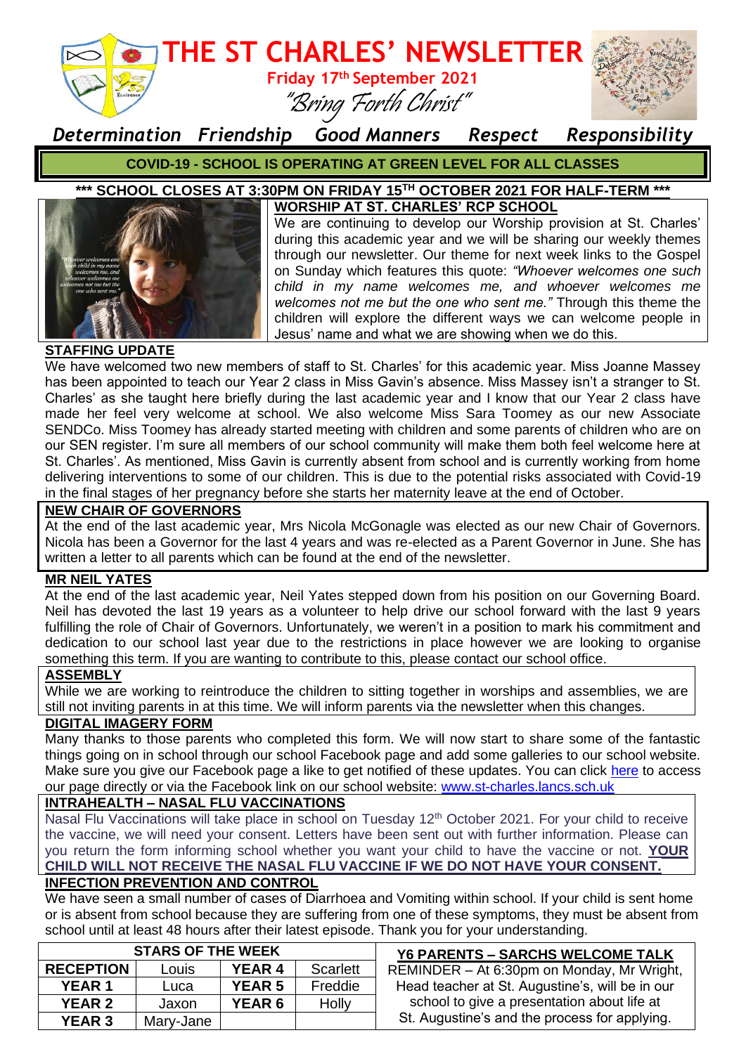# THE ST CHARLES' NEWSLETTER

**Friday 17th September 2021**

*"Bring Forth Christ"*

*Determination Friendship Good Manners Respect Responsibility*

**COVID-19 - SCHOOL IS OPERATING AT GREEN LEVEL FOR ALL CLASSES**

**\*\*\* SCHOOL CLOSES AT 3:30PM ON FRIDAY 15TH OCTOBER 2021 FOR HALF-TERM \*\*\***

## WORSHIP AT ST. CHARLES' RCP SCHOOL

We are continuing to develop our Worship provision at St. Charles' during this academic year and we will be sharing our weekly themes through our newsletter. Our theme for next week links to the Gospel on Sunday which features this quote: *"Whoever welcomes one such child in my name welcomes me, and whoever welcomes me welcomes not me but the one who sent me."* Through this theme the children will explore the different ways we can welcome people in Jesus' name and what we are showing when we do this.

## STAFFING UPDATE

We have welcomed two new members of staff to St. Charles' for this academic year. Miss Joanne Massey has been appointed to teach our Year 2 class in Miss Gavin's absence. Miss Massey isn't a stranger to St. Charles' as she taught here briefly during the last academic year and I know that our Year 2 class have made her feel very welcome at school. We also welcome Miss Sara Toomey as our new Associate SENDCo. Miss Toomey has already started meeting with children and some parents of children who are on our SEN register. I'm sure all members of our school community will make them both feel welcome here at St. Charles'. As mentioned, Miss Gavin is currently absent from school and is currently working from home delivering interventions to some of our children. This is due to the potential risks associated with Covid-19 in the final stages of her pregnancy before she starts her maternity leave at the end of October.

## NEW CHAIR OF GOVERNORS

At the end of the last academic year, Mrs Nicola McGonagle was elected as our new Chair of Governors. Nicola has been a Governor for the last 4 years and was re-elected as a Parent Governor in June. She has written a letter to all parents which can be found at the end of the newsletter.

## MR NEIL YATES

At the end of the last academic year, Neil Yates stepped down from his position on our Governing Board. Neil has devoted the last 19 years as a volunteer to help drive our school forward with the last 9 years fulfilling the role of Chair of Governors. Unfortunately, we weren't in a position to mark his commitment and dedication to our school last year due to the restrictions in place however we are looking to organise something this term. If you are wanting to contribute to this, please contact our school office.

## ASSEMBLY

While we are working to reintroduce the children to sitting together in worships and assemblies, we are still not inviting parents in at this time. We will inform parents via the newsletter when this changes.

## DIGITAL IMAGERY FORM

Many thanks to those parents who completed this form. We will now start to share some of the fantastic things going on in school through our school Facebook page and add some galleries to our school website. Make sure you give our Facebook page a like to get notified of these updates. You can click here to access our page directly or via the Facebook link on our school website: www.st-charles.lancs.sch.uk

## INTRAHEALTH – NASAL FLU VACCINATIONS

Nasal Flu Vaccinations will take place in school on Tuesday 12th October 2021. For your child to receive the vaccine, we will need your consent. Letters have been sent out with further information. Please can you return the form informing school whether you want your child to have the vaccine or not. **YOUR CHILD WILL NOT RECEIVE THE NASAL FLU VACCINE IF WE DO NOT HAVE YOUR CONSENT.**

## INFECTION PREVENTION AND CONTROL

We have seen a small number of cases of Diarrhoea and Vomiting within school. If your child is sent home or is absent from school because they are suffering from one of these symptoms, they must be absent from school until at least 48 hours after their latest episode. Thank you for your understanding.

| STARS OF THE WEEK | | | |
|---|---|---|---|
| **RECEPTION** | Louis | **YEAR 4** | Scarlett |
| **YEAR 1** | Luca | **YEAR 5** | Freddie |
| **YEAR 2** | Jaxon | **YEAR 6** | Holly |
| **YEAR 3** | Mary-Jane | | |

## Y6 PARENTS – SARCHS WELCOME TALK

REMINDER – At 6:30pm on Monday, Mr Wright, Head teacher at St. Augustine's, will be in our school to give a presentation about life at St. Augustine's and the process for applying.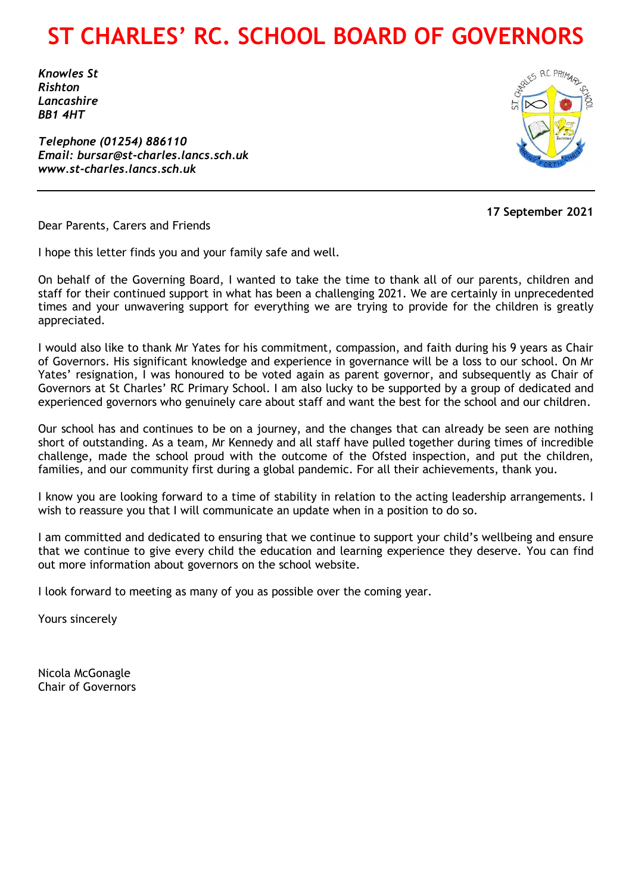# ST CHARLES' RC. SCHOOL BOARD OF GOVERNORS

***Knowles St***
***Rishton***
***Lancashire***
***BB1 4HT***

***Telephone (01254) 886110***
***Email: bursar@st-charles.lancs.sch.uk***
***www.st-charles.lancs.sch.uk***

---

**17 September 2021**

Dear Parents, Carers and Friends

I hope this letter finds you and your family safe and well.

On behalf of the Governing Board, I wanted to take the time to thank all of our parents, children and staff for their continued support in what has been a challenging 2021. We are certainly in unprecedented times and your unwavering support for everything we are trying to provide for the children is greatly appreciated.

I would also like to thank Mr Yates for his commitment, compassion, and faith during his 9 years as Chair of Governors. His significant knowledge and experience in governance will be a loss to our school. On Mr Yates' resignation, I was honoured to be voted again as parent governor, and subsequently as Chair of Governors at St Charles' RC Primary School. I am also lucky to be supported by a group of dedicated and experienced governors who genuinely care about staff and want the best for the school and our children.

Our school has and continues to be on a journey, and the changes that can already be seen are nothing short of outstanding. As a team, Mr Kennedy and all staff have pulled together during times of incredible challenge, made the school proud with the outcome of the Ofsted inspection, and put the children, families, and our community first during a global pandemic. For all their achievements, thank you.

I know you are looking forward to a time of stability in relation to the acting leadership arrangements. I wish to reassure you that I will communicate an update when in a position to do so.

I am committed and dedicated to ensuring that we continue to support your child's wellbeing and ensure that we continue to give every child the education and learning experience they deserve. You can find out more information about governors on the school website.

I look forward to meeting as many of you as possible over the coming year.

Yours sincerely

Nicola McGonagle
Chair of Governors